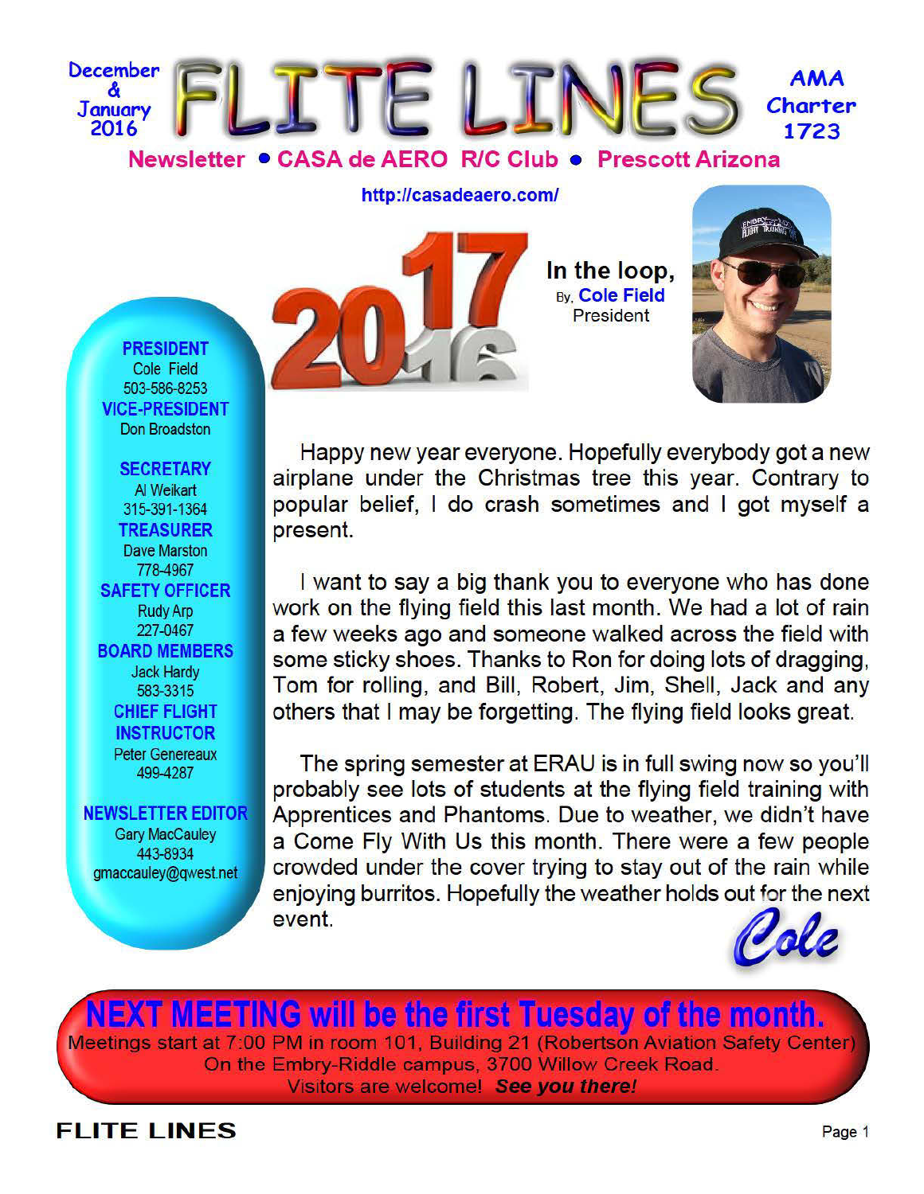December & January 2016

# FLITE LINES

AMA Charter 1723

**Newsletter • CASA de AERO R/C Club • Prescott Arizona**

http://casadeaero.com/

**PRESIDENT**
Cole Field
503-586-8253

**VICE-PRESIDENT**
Don Broadston

**SECRETARY**
Al Weikart
315-391-1364

**TREASURER**
Dave Marston
778-4967

**SAFETY OFFICER**
Rudy Arp
227-0467

**BOARD MEMBERS**
Jack Hardy
583-3315

**CHIEF FLIGHT INSTRUCTOR**
Peter Genereaux
499-4287

**NEWSLETTER EDITOR**
Gary MacCauley
443-8934
gmaccauley@qwest.net

## In the loop,

By, **Cole Field**
President

Happy new year everyone. Hopefully everybody got a new airplane under the Christmas tree this year. Contrary to popular belief, I do crash sometimes and I got myself a present.

I want to say a big thank you to everyone who has done work on the flying field this last month. We had a lot of rain a few weeks ago and someone walked across the field with some sticky shoes. Thanks to Ron for doing lots of dragging, Tom for rolling, and Bill, Robert, Jim, Shell, Jack and any others that I may be forgetting. The flying field looks great.

The spring semester at ERAU is in full swing now so you'll probably see lots of students at the flying field training with Apprentices and Phantoms. Due to weather, we didn't have a Come Fly With Us this month. There were a few people crowded under the cover trying to stay out of the rain while enjoying burritos. Hopefully the weather holds out for the next event.

*Cole*

**NEXT MEETING will be the first Tuesday of the month.**

Meetings start at 7:00 PM in room 101, Building 21 (Robertson Aviation Safety Center)
On the Embry-Riddle campus, 3700 Willow Creek Road.
Visitors are welcome! ***See you there!***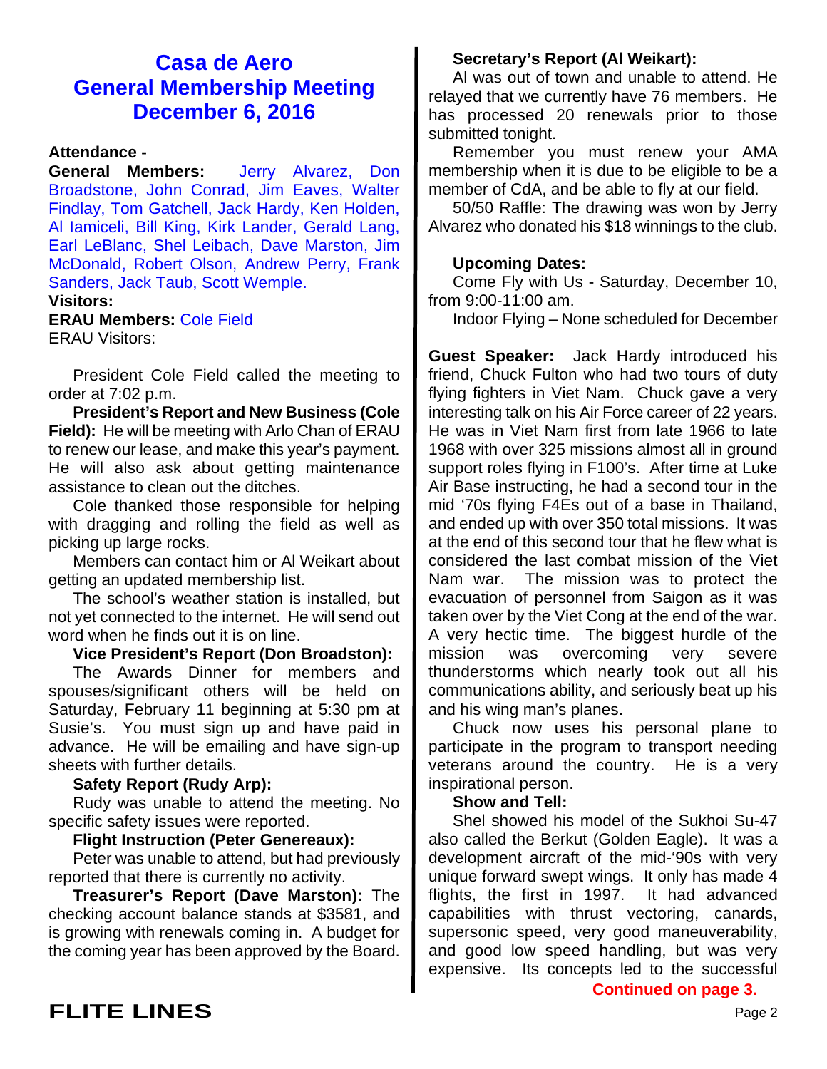# Casa de Aero
# General Membership Meeting
# December 6, 2016

**Attendance -**

**General Members:** Jerry Alvarez, Don Broadstone, John Conrad, Jim Eaves, Walter Findlay, Tom Gatchell, Jack Hardy, Ken Holden, Al Iamiceli, Bill King, Kirk Lander, Gerald Lang, Earl LeBlanc, Shel Leibach, Dave Marston, Jim McDonald, Robert Olson, Andrew Perry, Frank Sanders, Jack Taub, Scott Wemple.

**Visitors:**

**ERAU Members:** Cole Field

ERAU Visitors:

President Cole Field called the meeting to order at 7:02 p.m.

**President's Report and New Business (Cole Field):** He will be meeting with Arlo Chan of ERAU to renew our lease, and make this year's payment. He will also ask about getting maintenance assistance to clean out the ditches.

Cole thanked those responsible for helping with dragging and rolling the field as well as picking up large rocks.

Members can contact him or Al Weikart about getting an updated membership list.

The school's weather station is installed, but not yet connected to the internet. He will send out word when he finds out it is on line.

**Vice President's Report (Don Broadston):**

The Awards Dinner for members and spouses/significant others will be held on Saturday, February 11 beginning at 5:30 pm at Susie's. You must sign up and have paid in advance. He will be emailing and have sign-up sheets with further details.

**Safety Report (Rudy Arp):**

Rudy was unable to attend the meeting. No specific safety issues were reported.

**Flight Instruction (Peter Genereaux):**

Peter was unable to attend, but had previously reported that there is currently no activity.

**Treasurer's Report (Dave Marston):** The checking account balance stands at $3581, and is growing with renewals coming in. A budget for the coming year has been approved by the Board.

**Secretary's Report (Al Weikart):**

Al was out of town and unable to attend. He relayed that we currently have 76 members. He has processed 20 renewals prior to those submitted tonight.

Remember you must renew your AMA membership when it is due to be eligible to be a member of CdA, and be able to fly at our field.

50/50 Raffle: The drawing was won by Jerry Alvarez who donated his $18 winnings to the club.

**Upcoming Dates:**

Come Fly with Us - Saturday, December 10, from 9:00-11:00 am.

Indoor Flying – None scheduled for December

**Guest Speaker:** Jack Hardy introduced his friend, Chuck Fulton who had two tours of duty flying fighters in Viet Nam. Chuck gave a very interesting talk on his Air Force career of 22 years. He was in Viet Nam first from late 1966 to late 1968 with over 325 missions almost all in ground support roles flying in F100's. After time at Luke Air Base instructing, he had a second tour in the mid '70s flying F4Es out of a base in Thailand, and ended up with over 350 total missions. It was at the end of this second tour that he flew what is considered the last combat mission of the Viet Nam war. The mission was to protect the evacuation of personnel from Saigon as it was taken over by the Viet Cong at the end of the war. A very hectic time. The biggest hurdle of the mission was overcoming very severe thunderstorms which nearly took out all his communications ability, and seriously beat up his and his wing man's planes.

Chuck now uses his personal plane to participate in the program to transport needing veterans around the country. He is a very inspirational person.

**Show and Tell:**

Shel showed his model of the Sukhoi Su-47 also called the Berkut (Golden Eagle). It was a development aircraft of the mid-'90s with very unique forward swept wings. It only has made 4 flights, the first in 1997. It had advanced capabilities with thrust vectoring, canards, supersonic speed, very good maneuverability, and good low speed handling, but was very expensive. Its concepts led to the successful

**Continued on page 3.**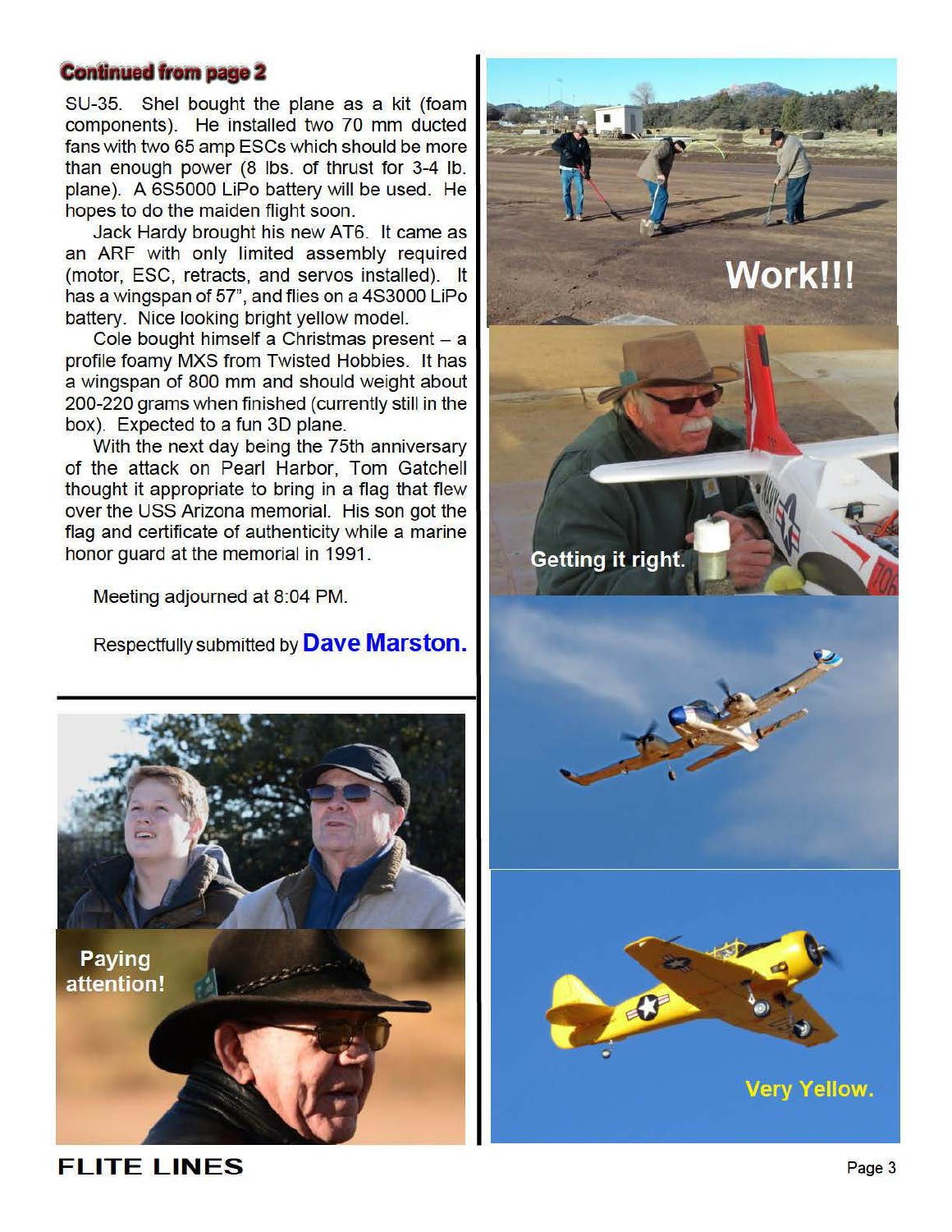**Continued from page 2**

SU-35. Shel bought the plane as a kit (foam components). He installed two 70 mm ducted fans with two 65 amp ESCs which should be more than enough power (8 lbs. of thrust for 3-4 lb. plane). A 6S5000 LiPo battery will be used. He hopes to do the maiden flight soon.

Jack Hardy brought his new AT6. It came as an ARF with only limited assembly required (motor, ESC, retracts, and servos installed). It has a wingspan of 57", and flies on a 4S3000 LiPo battery. Nice looking bright yellow model.

Cole bought himself a Christmas present – a profile foamy MXS from Twisted Hobbies. It has a wingspan of 800 mm and should weight about 200-220 grams when finished (currently still in the box). Expected to a fun 3D plane.

With the next day being the 75th anniversary of the attack on Pearl Harbor, Tom Gatchell thought it appropriate to bring in a flag that flew over the USS Arizona memorial. His son got the flag and certificate of authenticity while a marine honor guard at the memorial in 1991.

Meeting adjourned at 8:04 PM.

Respectfully submitted by **Dave Marston.**

Paying attention!

Work!!!

Getting it right.

Very Yellow.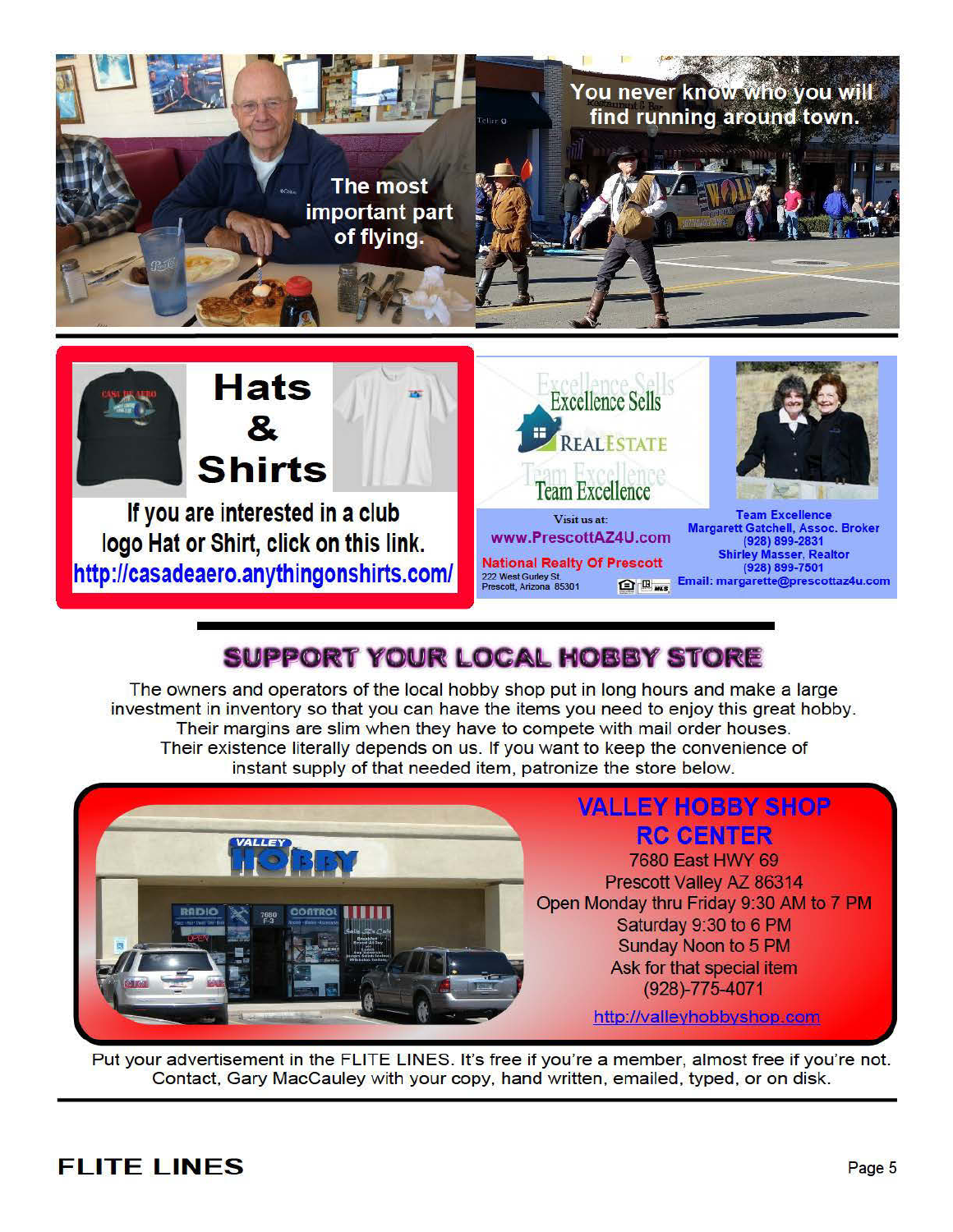The most important part of flying.

You never know who you will find running around town.

## Hats & Shirts

If you are interested in a club logo Hat or Shirt, click on this link.

http://casadeaero.anythingonshirts.com/

Excellence Sells

REAL ESTATE

Team Excellence

Visit us at:
www.PrescottAZ4U.com

National Realty Of Prescott
222 West Gurley St.
Prescott, Arizona 85301

Team Excellence
Margarett Gatchell, Assoc. Broker
(928) 899-2831
Shirley Masser, Realtor
(928) 899-7501
Email: margarette@prescottaz4u.com

## SUPPORT YOUR LOCAL HOBBY STORE

The owners and operators of the local hobby shop put in long hours and make a large investment in inventory so that you can have the items you need to enjoy this great hobby. Their margins are slim when they have to compete with mail order houses. Their existence literally depends on us. If you want to keep the convenience of instant supply of that needed item, patronize the store below.

### VALLEY HOBBY SHOP RC CENTER

7680 East HWY 69
Prescott Valley AZ 86314
Open Monday thru Friday 9:30 AM to 7 PM
Saturday 9:30 to 6 PM
Sunday Noon to 5 PM
Ask for that special item
(928)-775-4071

http://valleyhobbyshop.com

Put your advertisement in the FLITE LINES. It's free if you're a member, almost free if you're not. Contact, Gary MacCauley with your copy, hand written, emailed, typed, or on disk.